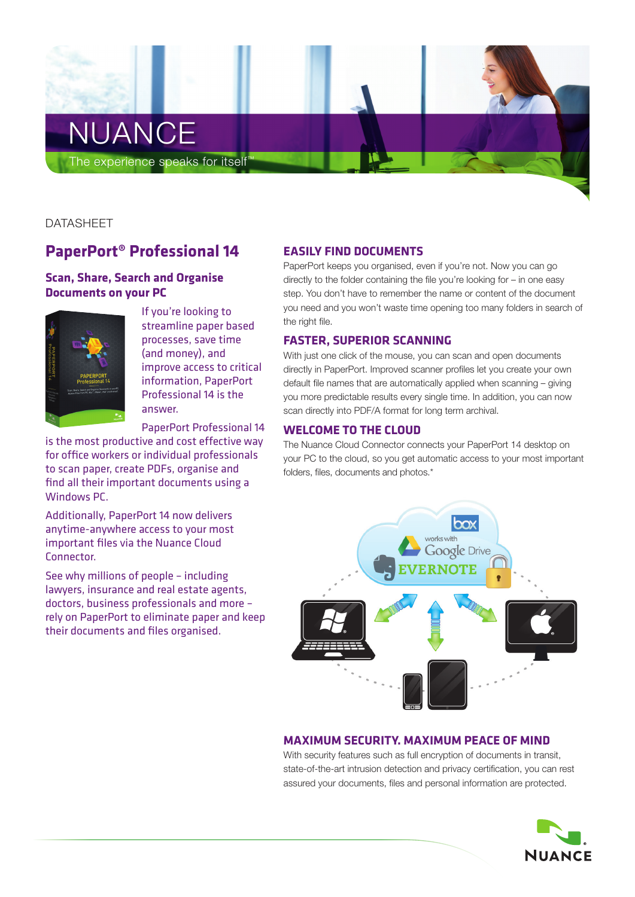NUANCE

The experience speaks for itself™

DATASHEET

# PaperPort® Professional 14

## Scan, Share, Search and Organise Documents on your PC

If you're looking to streamline paper based processes, save time (and money), and improve access to critical information, PaperPort Professional 14 is the answer.

PaperPort Professional 14 is the most productive and cost effective way for office workers or individual professionals to scan paper, create PDFs, organise and find all their important documents using a Windows PC.

Additionally, PaperPort 14 now delivers anytime-anywhere access to your most important files via the Nuance Cloud Connector.

See why millions of people – including lawyers, insurance and real estate agents, doctors, business professionals and more – rely on PaperPort to eliminate paper and keep their documents and files organised.

### EASILY FIND DOCUMENTS

PaperPort keeps you organised, even if you're not. Now you can go directly to the folder containing the file you're looking for – in one easy step. You don't have to remember the name or content of the document you need and you won't waste time opening too many folders in search of the right file.

### FASTER, SUPERIOR SCANNING

With just one click of the mouse, you can scan and open documents directly in PaperPort. Improved scanner profiles let you create your own default file names that are automatically applied when scanning – giving you more predictable results every single time. In addition, you can now scan directly into PDF/A format for long term archival.

### WELCOME TO THE CLOUD

The Nuance Cloud Connector connects your PaperPort 14 desktop on your PC to the cloud, so you get automatic access to your most important folders, files, documents and photos.*

### MAXIMUM SECURITY. MAXIMUM PEACE OF MIND

With security features such as full encryption of documents in transit, state-of-the-art intrusion detection and privacy certification, you can rest assured your documents, files and personal information are protected.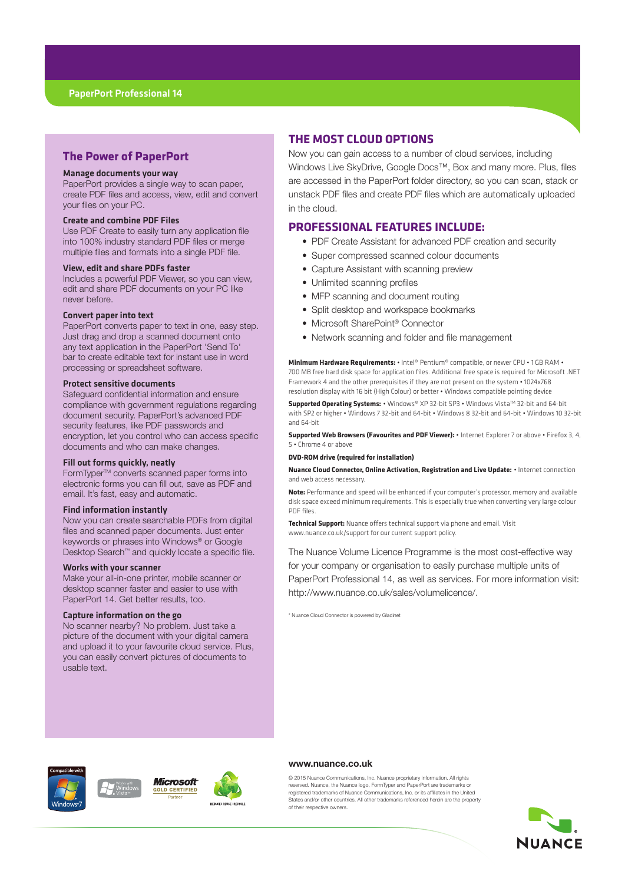PaperPort Professional 14

## The Power of PaperPort

**Manage documents your way**
PaperPort provides a single way to scan paper, create PDF files and access, view, edit and convert your files on your PC.

**Create and combine PDF Files**
Use PDF Create to easily turn any application file into 100% industry standard PDF files or merge multiple files and formats into a single PDF file.

**View, edit and share PDFs faster**
Includes a powerful PDF Viewer, so you can view, edit and share PDF documents on your PC like never before.

**Convert paper into text**
PaperPort converts paper to text in one, easy step. Just drag and drop a scanned document onto any text application in the PaperPort 'Send To' bar to create editable text for instant use in word processing or spreadsheet software.

**Protect sensitive documents**
Safeguard confidential information and ensure compliance with government regulations regarding document security. PaperPort's advanced PDF security features, like PDF passwords and encryption, let you control who can access specific documents and who can make changes.

**Fill out forms quickly, neatly**
FormTyper™ converts scanned paper forms into electronic forms you can fill out, save as PDF and email. It's fast, easy and automatic.

**Find information instantly**
Now you can create searchable PDFs from digital files and scanned paper documents. Just enter keywords or phrases into Windows® or Google Desktop Search™ and quickly locate a specific file.

**Works with your scanner**
Make your all-in-one printer, mobile scanner or desktop scanner faster and easier to use with PaperPort 14. Get better results, too.

**Capture information on the go**
No scanner nearby? No problem. Just take a picture of the document with your digital camera and upload it to your favourite cloud service. Plus, you can easily convert pictures of documents to usable text.

## THE MOST CLOUD OPTIONS

Now you can gain access to a number of cloud services, including Windows Live SkyDrive, Google Docs™, Box and many more. Plus, files are accessed in the PaperPort folder directory, so you can scan, stack or unstack PDF files and create PDF files which are automatically uploaded in the cloud.

## PROFESSIONAL FEATURES INCLUDE:

- PDF Create Assistant for advanced PDF creation and security
- Super compressed scanned colour documents
- Capture Assistant with scanning preview
- Unlimited scanning profiles
- MFP scanning and document routing
- Split desktop and workspace bookmarks
- Microsoft SharePoint® Connector
- Network scanning and folder and file management

**Minimum Hardware Requirements:** • Intel® Pentium® compatible, or newer CPU • 1 GB RAM • 700 MB free hard disk space for application files. Additional free space is required for Microsoft .NET Framework 4 and the other prerequisites if they are not present on the system • 1024x768 resolution display with 16 bit (High Colour) or better • Windows compatible pointing device

**Supported Operating Systems:** • Windows® XP 32-bit SP3 • Windows Vista™ 32-bit and 64-bit with SP2 or higher • Windows 7 32-bit and 64-bit • Windows 8 32-bit and 64-bit • Windows 10 32-bit and 64-bit

**Supported Web Browsers (Favourites and PDF Viewer):** • Internet Explorer 7 or above • Firefox 3, 4, 5 • Chrome 4 or above

**DVD-ROM drive (required for installation)**

**Nuance Cloud Connector, Online Activation, Registration and Live Update:** • Internet connection and web access necessary.

**Note:** Performance and speed will be enhanced if your computer's processor, memory and available disk space exceed minimum requirements. This is especially true when converting very large colour PDF files.

**Technical Support:** Nuance offers technical support via phone and email. Visit www.nuance.co.uk/support for our current support policy.

The Nuance Volume Licence Programme is the most cost-effective way for your company or organisation to easily purchase multiple units of PaperPort Professional 14, as well as services. For more information visit: http://www.nuance.co.uk/sales/volumelicence/.

* Nuance Cloud Connector is powered by Gladinet

**www.nuance.co.uk**

© 2015 Nuance Communications, Inc. Nuance proprietary information. All rights reserved. Nuance, the Nuance logo, FormTyper and PaperPort are trademarks or registered trademarks of Nuance Communications, Inc. or its affiliates in the United States and/or other countries. All other trademarks referenced herein are the property of their respective owners.